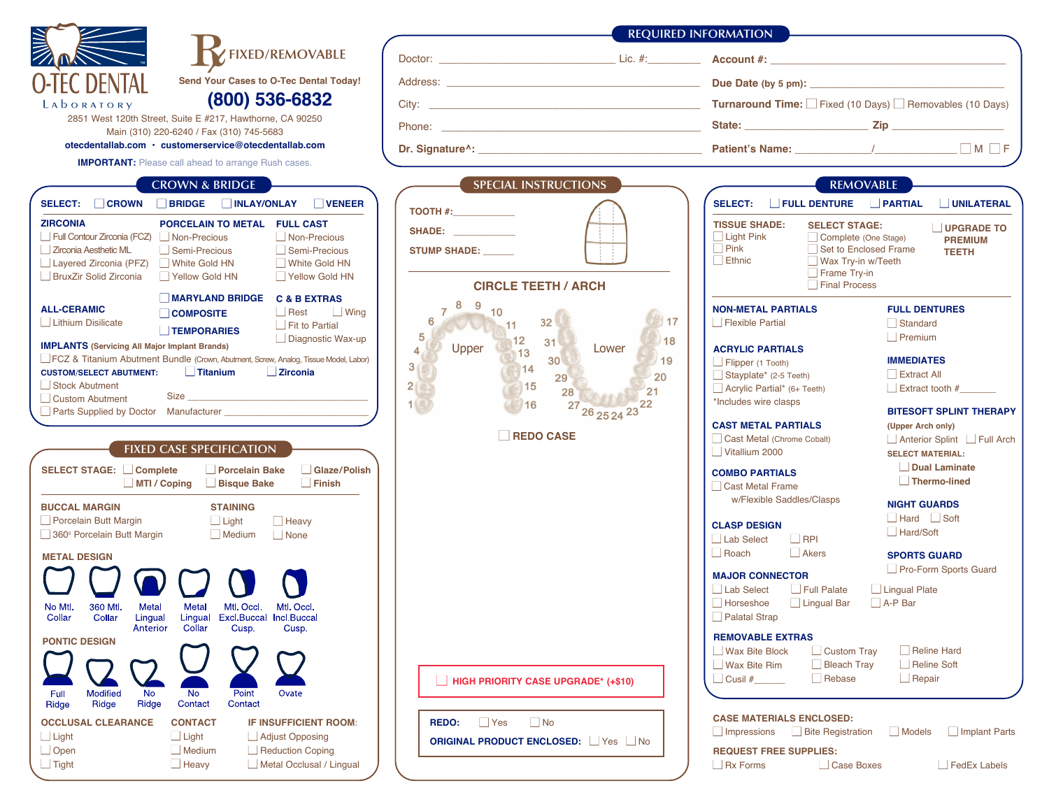# O-TEC DENTAL Laboratory

**Rx FIXED/REMOVABLE**

Send Your Cases to O-Tec Dental Today!

**(800) 536-6832**

2851 West 120th Street, Suite E #217, Hawthorne, CA 90250

Main (310) 220-6240 / Fax (310) 745-5683

otecdentallab.com • customerservice@otecdentallab.com

**IMPORTANT:** Please call ahead to arrange Rush cases.

## REQUIRED INFORMATION

Doctor: ______________________ Lic. #: ________

Address: ______________________

City: ______________________

Phone: ______________________

Dr. Signature^: ______________________

**Account #:** ______________________

**Due Date** (by 5 pm): ______________________

**Turnaround Time:** ☐ Fixed (10 Days) ☐ Removables (10 Days)

**State:** ____________ **Zip** ____________

**Patient's Name:** ________/________ ☐ M ☐ F

## CROWN & BRIDGE

**SELECT:** ☐ CROWN ☐ BRIDGE ☐ INLAY/ONLAY ☐ VENEER

**ZIRCONIA**
- ☐ Full Contour Zirconia (FCZ)
- ☐ Zirconia Aesthetic ML
- ☐ Layered Zirconia (PFZ)
- ☐ BruxZir Solid Zirconia

**PORCELAIN TO METAL**
- ☐ Non-Precious
- ☐ Semi-Precious
- ☐ White Gold HN
- ☐ Yellow Gold HN

**FULL CAST**
- ☐ Non-Precious
- ☐ Semi-Precious
- ☐ White Gold HN
- ☐ Yellow Gold HN

**ALL-CERAMIC**
- ☐ Lithium Disilicate

- ☐ MARYLAND BRIDGE
- ☐ COMPOSITE
- ☐ TEMPORARIES

**C & B EXTRAS**
- ☐ Rest ☐ Wing
- ☐ Fit to Partial
- ☐ Diagnostic Wax-up

**IMPLANTS** (Servicing All Major Implant Brands)

☐ FCZ & Titanium Abutment Bundle (Crown, Abutment, Screw, Analog, Tissue Model, Labor)

**CUSTOM/SELECT ABUTMENT:** ☐ Titanium ☐ Zirconia

- ☐ Stock Abutment
- ☐ Custom Abutment Size ______________________
- ☐ Parts Supplied by Doctor Manufacturer ______________________

## FIXED CASE SPECIFICATION

**SELECT STAGE:** ☐ Complete ☐ MTI / Coping ☐ Porcelain Bake ☐ Bisque Bake ☐ Glaze/Polish ☐ Finish

**BUCCAL MARGIN**
- ☐ Porcelain Butt Margin
- ☐ 360° Porcelain Butt Margin

**STAINING**
- ☐ Light ☐ Heavy
- ☐ Medium ☐ None

**METAL DESIGN**

No Mtl. Collar · 360 Mtl. Collar · Metal Lingual Anterior · Metal Lingual Collar · Mtl. Occl. Excl.Buccal Cusp. · Mtl. Occl. Incl.Buccal Cusp.

**PONTIC DESIGN**

Full Ridge · Modified Ridge · No Ridge · No Contact · Point Contact · Ovate

**OCCLUSAL CLEARANCE**
- ☐ Light
- ☐ Open
- ☐ Tight

**CONTACT**
- ☐ Light
- ☐ Medium
- ☐ Heavy

**IF INSUFFICIENT ROOM:**
- ☐ Adjust Opposing
- ☐ Reduction Coping
- ☐ Metal Occlusal / Lingual

## SPECIAL INSTRUCTIONS

TOOTH #: __________

SHADE: __________

STUMP SHADE: ______

**CIRCLE TEETH / ARCH**

Upper: 1 2 3 4 5 6 7 8 9 10 11 12 13 14 15 16

Lower: 17 18 19 20 21 22 23 24 25 26 27 28 29 30 31 32

☐ REDO CASE

☐ HIGH PRIORITY CASE UPGRADE* (+$10)

**REDO:** ☐ Yes ☐ No

**ORIGINAL PRODUCT ENCLOSED:** ☐ Yes ☐ No

## REMOVABLE

**SELECT:** ☐ FULL DENTURE ☐ PARTIAL ☐ UNILATERAL

**TISSUE SHADE:**
- ☐ Light Pink
- ☐ Pink
- ☐ Ethnic

**SELECT STAGE:**
- ☐ Complete (One Stage)
- ☐ Set to Enclosed Frame
- ☐ Wax Try-in w/Teeth
- ☐ Frame Try-in
- ☐ Final Process

☐ UPGRADE TO PREMIUM TEETH

**NON-METAL PARTIALS**
- ☐ Flexible Partial

**ACRYLIC PARTIALS**
- ☐ Flipper (1 Tooth)
- ☐ Stayplate* (2-5 Teeth)
- ☐ Acrylic Partial* (6+ Teeth)

*Includes wire clasps

**CAST METAL PARTIALS**
- ☐ Cast Metal (Chrome Cobalt)
- ☐ Vitallium 2000

**COMBO PARTIALS**
- ☐ Cast Metal Frame w/Flexible Saddles/Clasps

**CLASP DESIGN**
- ☐ Lab Select ☐ RPI
- ☐ Roach ☐ Akers

**FULL DENTURES**
- ☐ Standard
- ☐ Premium

**IMMEDIATES**
- ☐ Extract All
- ☐ Extract tooth # ______

**BITESOFT SPLINT THERAPY**

(Upper Arch only)
- ☐ Anterior Splint ☐ Full Arch

SELECT MATERIAL:
- ☐ Dual Laminate
- ☐ Thermo-lined

**NIGHT GUARDS**
- ☐ Hard ☐ Soft
- ☐ Hard/Soft

**SPORTS GUARD**
- ☐ Pro-Form Sports Guard

**MAJOR CONNECTOR**
- ☐ Lab Select ☐ Full Palate ☐ Lingual Plate
- ☐ Horseshoe ☐ Lingual Bar ☐ A-P Bar
- ☐ Palatal Strap

**REMOVABLE EXTRAS**
- ☐ Wax Bite Block ☐ Custom Tray ☐ Reline Hard
- ☐ Wax Bite Rim ☐ Bleach Tray ☐ Reline Soft
- ☐ Cusil # ______ ☐ Rebase ☐ Repair

**CASE MATERIALS ENCLOSED:**

☐ Impressions ☐ Bite Registration ☐ Models ☐ Implant Parts

**REQUEST FREE SUPPLIES:**

☐ Rx Forms ☐ Case Boxes ☐ FedEx Labels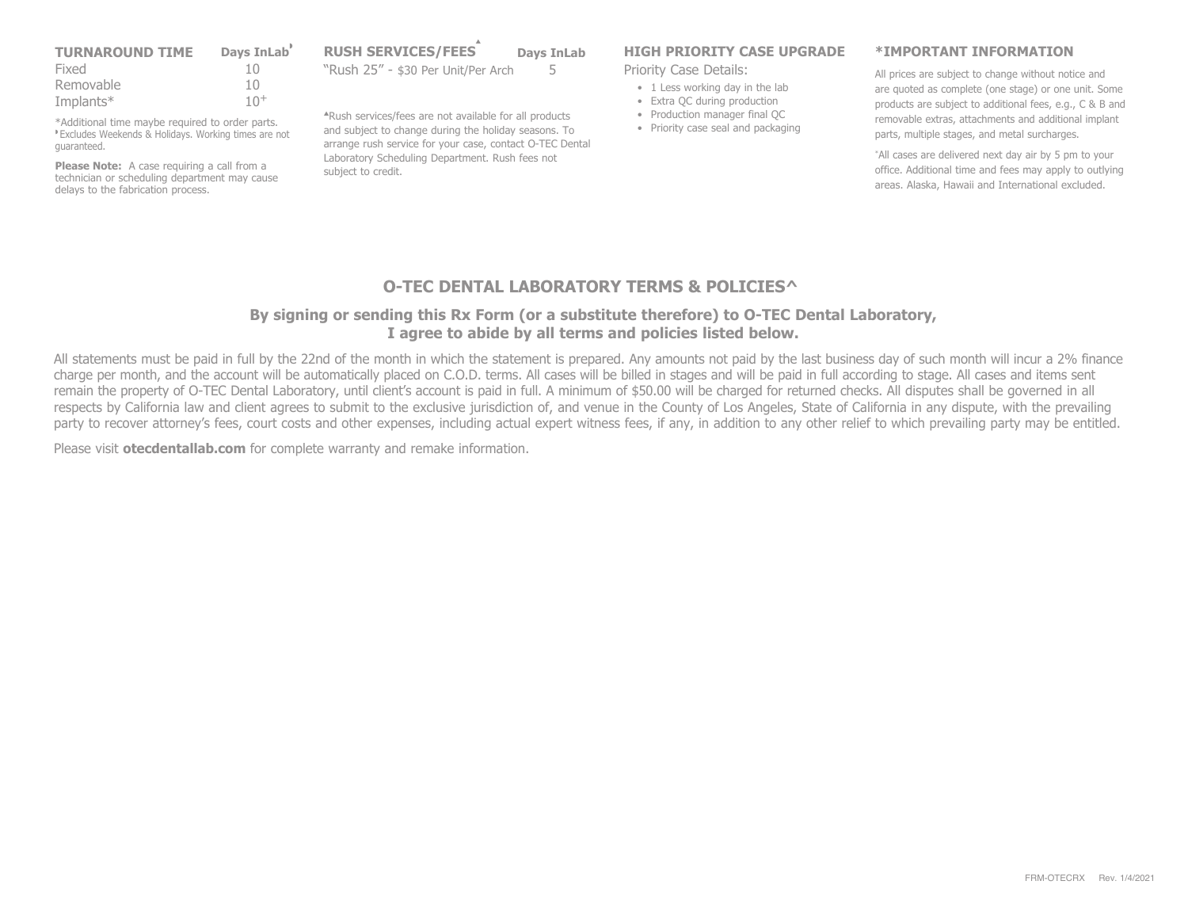## TURNAROUND TIME

| TURNAROUND TIME | Days InLab' |
|---|---|
| Fixed | 10 |
| Removable | 10 |
| Implants* | $10^+$ |

*Additional time maybe required to order parts.
'Excludes Weekends & Holidays. Working times are not guaranteed.

**Please Note:** A case requiring a call from a technician or scheduling department may cause delays to the fabrication process.

## RUSH SERVICES/FEES▲

| RUSH SERVICES/FEES▲ | Days InLab |
|---|---|
| "Rush 25" - $30 Per Unit/Per Arch | 5 |

▲Rush services/fees are not available for all products and subject to change during the holiday seasons. To arrange rush service for your case, contact O-TEC Dental Laboratory Scheduling Department. Rush fees not subject to credit.

## HIGH PRIORITY CASE UPGRADE

Priority Case Details:

- 1 Less working day in the lab
- Extra QC during production
- Production manager final QC
- Priority case seal and packaging

## *IMPORTANT INFORMATION

All prices are subject to change without notice and are quoted as complete (one stage) or one unit. Some products are subject to additional fees, e.g., C & B and removable extras, attachments and additional implant parts, multiple stages, and metal surcharges.

+All cases are delivered next day air by 5 pm to your office. Additional time and fees may apply to outlying areas. Alaska, Hawaii and International excluded.

# O-TEC DENTAL LABORATORY TERMS & POLICIES^

**By signing or sending this Rx Form (or a substitute therefore) to O-TEC Dental Laboratory, I agree to abide by all terms and policies listed below.**

All statements must be paid in full by the 22nd of the month in which the statement is prepared. Any amounts not paid by the last business day of such month will incur a 2% finance charge per month, and the account will be automatically placed on C.O.D. terms. All cases will be billed in stages and will be paid in full according to stage. All cases and items sent remain the property of O-TEC Dental Laboratory, until client's account is paid in full. A minimum of $50.00 will be charged for returned checks. All disputes shall be governed in all respects by California law and client agrees to submit to the exclusive jurisdiction of, and venue in the County of Los Angeles, State of California in any dispute, with the prevailing party to recover attorney's fees, court costs and other expenses, including actual expert witness fees, if any, in addition to any other relief to which prevailing party may be entitled.

Please visit **otecdentallab.com** for complete warranty and remake information.

FRM-OTECRX Rev. 1/4/2021